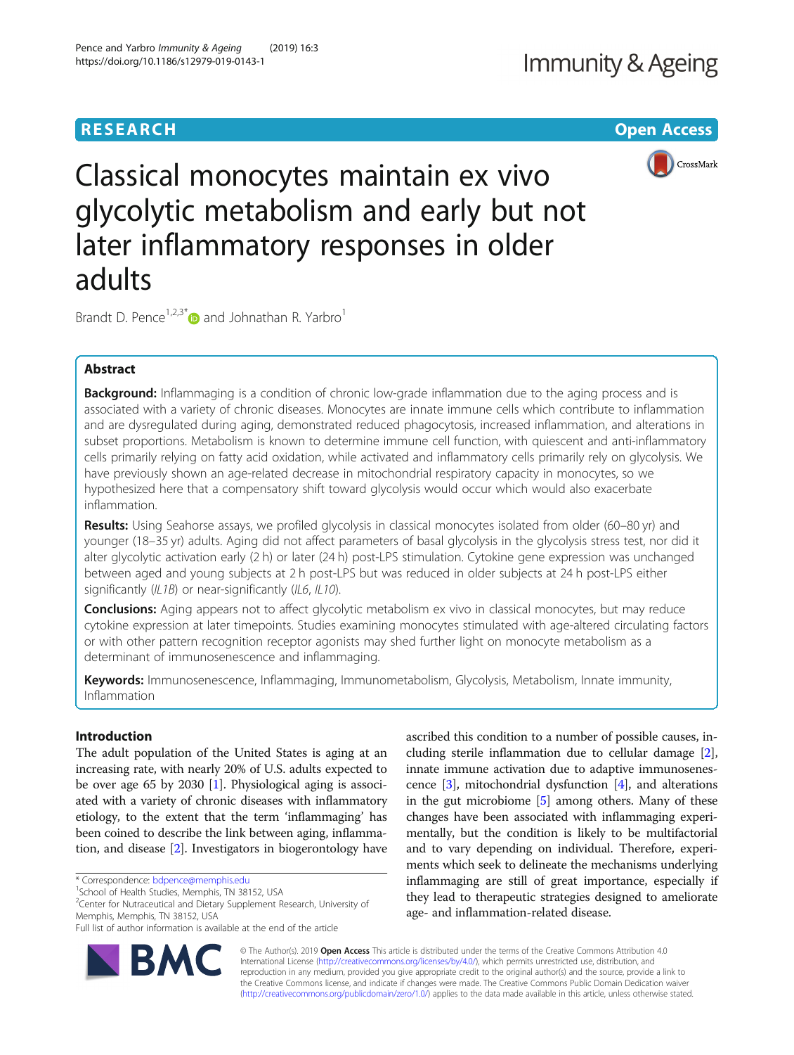RESEARCH

Open Access

# Classical monocytes maintain ex vivo glycolytic metabolism and early but not later inflammatory responses in older adults

Brandt D. Pence[1,2,3*] and Johnathan R. Yarbro[1]

## Abstract

**Background:** Inflammaging is a condition of chronic low-grade inflammation due to the aging process and is associated with a variety of chronic diseases. Monocytes are innate immune cells which contribute to inflammation and are dysregulated during aging, demonstrated reduced phagocytosis, increased inflammation, and alterations in subset proportions. Metabolism is known to determine immune cell function, with quiescent and anti-inflammatory cells primarily relying on fatty acid oxidation, while activated and inflammatory cells primarily rely on glycolysis. We have previously shown an age-related decrease in mitochondrial respiratory capacity in monocytes, so we hypothesized here that a compensatory shift toward glycolysis would occur which would also exacerbate inflammation.

**Results:** Using Seahorse assays, we profiled glycolysis in classical monocytes isolated from older (60–80 yr) and younger (18–35 yr) adults. Aging did not affect parameters of basal glycolysis in the glycolysis stress test, nor did it alter glycolytic activation early (2 h) or later (24 h) post-LPS stimulation. Cytokine gene expression was unchanged between aged and young subjects at 2 h post-LPS but was reduced in older subjects at 24 h post-LPS either significantly (*IL1B*) or near-significantly (*IL6*, *IL10*).

**Conclusions:** Aging appears not to affect glycolytic metabolism ex vivo in classical monocytes, but may reduce cytokine expression at later timepoints. Studies examining monocytes stimulated with age-altered circulating factors or with other pattern recognition receptor agonists may shed further light on monocyte metabolism as a determinant of immunosenescence and inflammaging.

**Keywords:** Immunosenescence, Inflammaging, Immunometabolism, Glycolysis, Metabolism, Innate immunity, Inflammation

## Introduction

The adult population of the United States is aging at an increasing rate, with nearly 20% of U.S. adults expected to be over age 65 by 2030 [1]. Physiological aging is associated with a variety of chronic diseases with inflammatory etiology, to the extent that the term 'inflammaging' has been coined to describe the link between aging, inflammation, and disease [2]. Investigators in biogerontology have ascribed this condition to a number of possible causes, including sterile inflammation due to cellular damage [2], innate immune activation due to adaptive immunosenescence [3], mitochondrial dysfunction [4], and alterations in the gut microbiome [5] among others. Many of these changes have been associated with inflammaging experimentally, but the condition is likely to be multifactorial and to vary depending on individual. Therefore, experiments which seek to delineate the mechanisms underlying inflammaging are still of great importance, especially if they lead to therapeutic strategies designed to ameliorate age- and inflammation-related disease.

\* Correspondence: bdpence@memphis.edu
[1]School of Health Studies, Memphis, TN 38152, USA
[2]Center for Nutraceutical and Dietary Supplement Research, University of Memphis, Memphis, TN 38152, USA
Full list of author information is available at the end of the article

© The Author(s). 2019 **Open Access** This article is distributed under the terms of the Creative Commons Attribution 4.0 International License (http://creativecommons.org/licenses/by/4.0/), which permits unrestricted use, distribution, and reproduction in any medium, provided you give appropriate credit to the original author(s) and the source, provide a link to the Creative Commons license, and indicate if changes were made. The Creative Commons Public Domain Dedication waiver (http://creativecommons.org/publicdomain/zero/1.0/) applies to the data made available in this article, unless otherwise stated.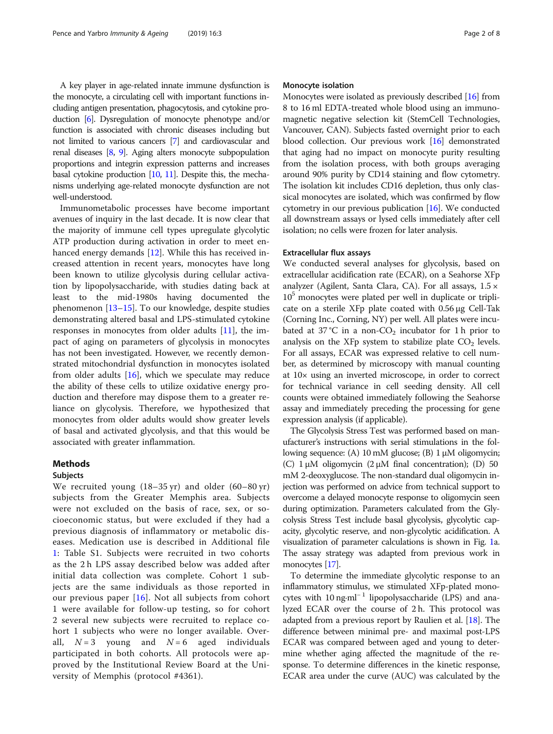A key player in age-related innate immune dysfunction is the monocyte, a circulating cell with important functions including antigen presentation, phagocytosis, and cytokine production [6]. Dysregulation of monocyte phenotype and/or function is associated with chronic diseases including but not limited to various cancers [7] and cardiovascular and renal diseases [8, 9]. Aging alters monocyte subpopulation proportions and integrin expression patterns and increases basal cytokine production [10, 11]. Despite this, the mechanisms underlying age-related monocyte dysfunction are not well-understood.

Immunometabolic processes have become important avenues of inquiry in the last decade. It is now clear that the majority of immune cell types upregulate glycolytic ATP production during activation in order to meet enhanced energy demands [12]. While this has received increased attention in recent years, monocytes have long been known to utilize glycolysis during cellular activation by lipopolysaccharide, with studies dating back at least to the mid-1980s having documented the phenomenon [13–15]. To our knowledge, despite studies demonstrating altered basal and LPS-stimulated cytokine responses in monocytes from older adults [11], the impact of aging on parameters of glycolysis in monocytes has not been investigated. However, we recently demonstrated mitochondrial dysfunction in monocytes isolated from older adults [16], which we speculate may reduce the ability of these cells to utilize oxidative energy production and therefore may dispose them to a greater reliance on glycolysis. Therefore, we hypothesized that monocytes from older adults would show greater levels of basal and activated glycolysis, and that this would be associated with greater inflammation.

## Methods

### Subjects

We recruited young (18–35 yr) and older (60–80 yr) subjects from the Greater Memphis area. Subjects were not excluded on the basis of race, sex, or socioeconomic status, but were excluded if they had a previous diagnosis of inflammatory or metabolic diseases. Medication use is described in Additional file 1: Table S1. Subjects were recruited in two cohorts as the 2 h LPS assay described below was added after initial data collection was complete. Cohort 1 subjects are the same individuals as those reported in our previous paper [16]. Not all subjects from cohort 1 were available for follow-up testing, so for cohort 2 several new subjects were recruited to replace cohort 1 subjects who were no longer available. Overall, $N = 3$ young and $N = 6$ aged individuals participated in both cohorts. All protocols were approved by the Institutional Review Board at the University of Memphis (protocol #4361).

### Monocyte isolation

Monocytes were isolated as previously described [16] from 8 to 16 ml EDTA-treated whole blood using an immunomagnetic negative selection kit (StemCell Technologies, Vancouver, CAN). Subjects fasted overnight prior to each blood collection. Our previous work [16] demonstrated that aging had no impact on monocyte purity resulting from the isolation process, with both groups averaging around 90% purity by CD14 staining and flow cytometry. The isolation kit includes CD16 depletion, thus only classical monocytes are isolated, which was confirmed by flow cytometry in our previous publication [16]. We conducted all downstream assays or lysed cells immediately after cell isolation; no cells were frozen for later analysis.

### Extracellular flux assays

We conducted several analyses for glycolysis, based on extracellular acidification rate (ECAR), on a Seahorse XFp analyzer (Agilent, Santa Clara, CA). For all assays, $1.5 \times 10^5$ monocytes were plated per well in duplicate or triplicate on a sterile XFp plate coated with 0.56 μg Cell-Tak (Corning Inc., Corning, NY) per well. All plates were incubated at 37 °C in a non-$CO_2$ incubator for 1 h prior to analysis on the XFp system to stabilize plate $CO_2$ levels. For all assays, ECAR was expressed relative to cell number, as determined by microscopy with manual counting at 10× using an inverted microscope, in order to correct for technical variance in cell seeding density. All cell counts were obtained immediately following the Seahorse assay and immediately preceding the processing for gene expression analysis (if applicable).

The Glycolysis Stress Test was performed based on manufacturer's instructions with serial stimulations in the following sequence: (A) 10 mM glucose; (B) 1 μM oligomycin; (C) 1 μM oligomycin (2 μM final concentration); (D) 50 mM 2-deoxyglucose. The non-standard dual oligomycin injection was performed on advice from technical support to overcome a delayed monocyte response to oligomycin seen during optimization. Parameters calculated from the Glycolysis Stress Test include basal glycolysis, glycolytic capacity, glycolytic reserve, and non-glycolytic acidification. A visualization of parameter calculations is shown in Fig. 1a. The assay strategy was adapted from previous work in monocytes [17].

To determine the immediate glycolytic response to an inflammatory stimulus, we stimulated XFp-plated monocytes with 10 ng·ml$^{-1}$ lipopolysaccharide (LPS) and analyzed ECAR over the course of 2 h. This protocol was adapted from a previous report by Raulien et al. [18]. The difference between minimal pre- and maximal post-LPS ECAR was compared between aged and young to determine whether aging affected the magnitude of the response. To determine differences in the kinetic response, ECAR area under the curve (AUC) was calculated by the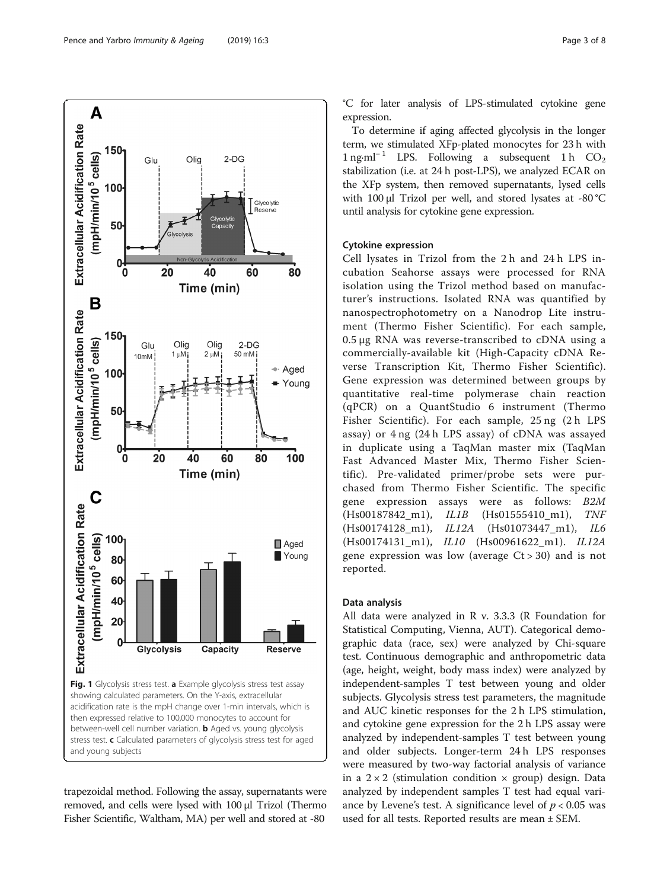Fig. 1 Glycolysis stress test. **a** Example glycolysis stress test assay showing calculated parameters. On the Y-axis, extracellular acidification rate is the mpH change over 1-min intervals, which is then expressed relative to 100,000 monocytes to account for between-well cell number variation. **b** Aged vs. young glycolysis stress test. **c** Calculated parameters of glycolysis stress test for aged and young subjects

trapezoidal method. Following the assay, supernatants were removed, and cells were lysed with 100 μl Trizol (Thermo Fisher Scientific, Waltham, MA) per well and stored at -80 °C for later analysis of LPS-stimulated cytokine gene expression.

To determine if aging affected glycolysis in the longer term, we stimulated XFp-plated monocytes for 23 h with 1 ng·ml$^{-1}$ LPS. Following a subsequent 1 h $CO_2$ stabilization (i.e. at 24 h post-LPS), we analyzed ECAR on the XFp system, then removed supernatants, lysed cells with 100 μl Trizol per well, and stored lysates at -80 °C until analysis for cytokine gene expression.

### Cytokine expression

Cell lysates in Trizol from the 2 h and 24 h LPS incubation Seahorse assays were processed for RNA isolation using the Trizol method based on manufacturer's instructions. Isolated RNA was quantified by nanospectrophotometry on a Nanodrop Lite instrument (Thermo Fisher Scientific). For each sample, 0.5 μg RNA was reverse-transcribed to cDNA using a commercially-available kit (High-Capacity cDNA Reverse Transcription Kit, Thermo Fisher Scientific). Gene expression was determined between groups by quantitative real-time polymerase chain reaction (qPCR) on a QuantStudio 6 instrument (Thermo Fisher Scientific). For each sample, 25 ng (2 h LPS assay) or 4 ng (24 h LPS assay) of cDNA was assayed in duplicate using a TaqMan master mix (TaqMan Fast Advanced Master Mix, Thermo Fisher Scientific). Pre-validated primer/probe sets were purchased from Thermo Fisher Scientific. The specific gene expression assays were as follows: *B2M* (Hs00187842_m1), *IL1B* (Hs01555410_m1), *TNF* (Hs00174128_m1), *IL12A* (Hs01073447_m1), *IL6* (Hs00174131_m1), *IL10* (Hs00961622_m1). *IL12A* gene expression was low (average Ct > 30) and is not reported.

### Data analysis

All data were analyzed in R v. 3.3.3 (R Foundation for Statistical Computing, Vienna, AUT). Categorical demographic data (race, sex) were analyzed by Chi-square test. Continuous demographic and anthropometric data (age, height, weight, body mass index) were analyzed by independent-samples T test between young and older subjects. Glycolysis stress test parameters, the magnitude and AUC kinetic responses for the 2 h LPS stimulation, and cytokine gene expression for the 2 h LPS assay were analyzed by independent-samples T test between young and older subjects. Longer-term 24 h LPS responses were measured by two-way factorial analysis of variance in a 2 × 2 (stimulation condition × group) design. Data analyzed by independent samples T test had equal variance by Levene's test. A significance level of $p < 0.05$ was used for all tests. Reported results are mean ± SEM.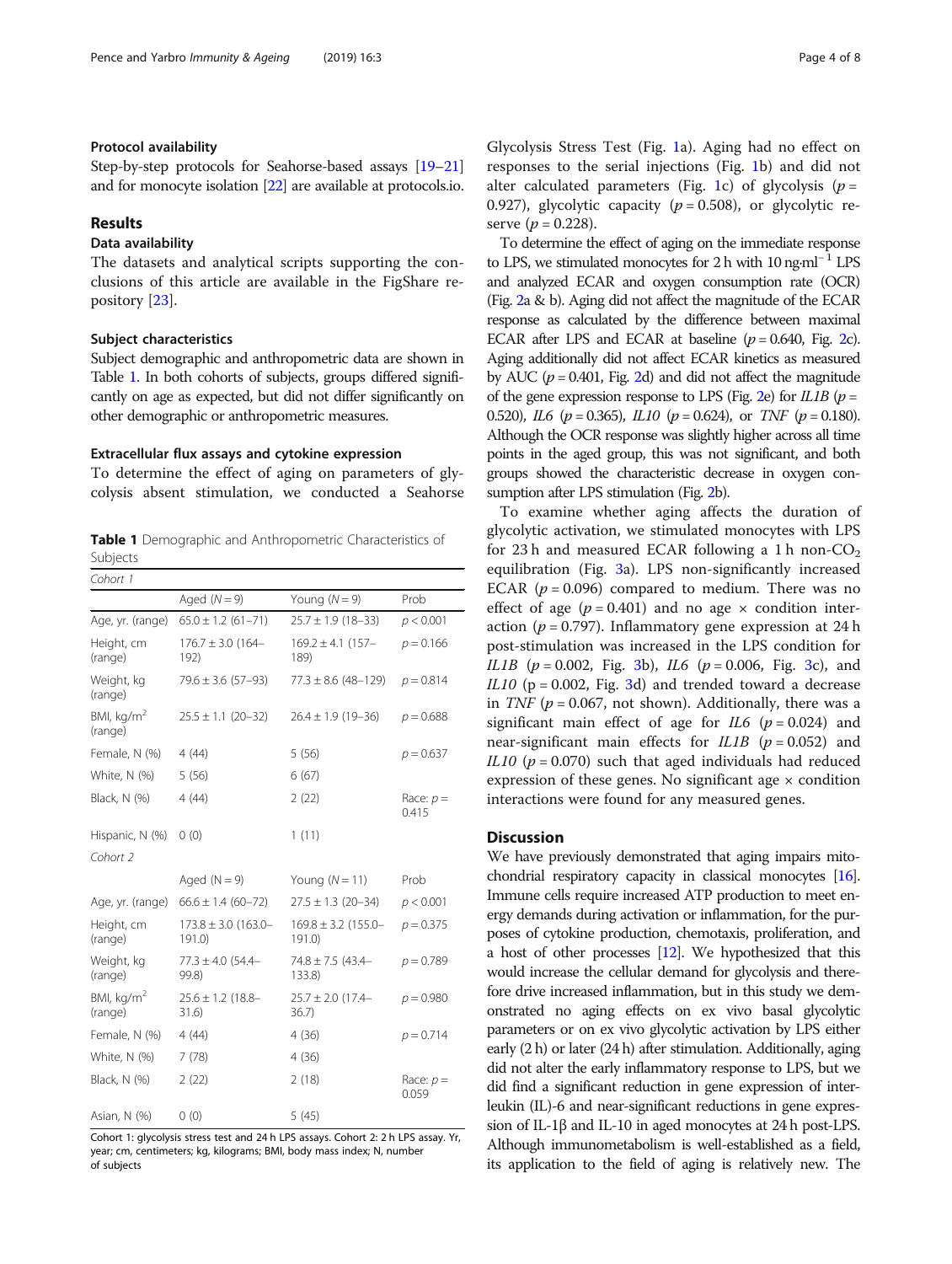### Protocol availability

Step-by-step protocols for Seahorse-based assays [19–21] and for monocyte isolation [22] are available at protocols.io.

## Results

### Data availability

The datasets and analytical scripts supporting the conclusions of this article are available in the FigShare repository [23].

### Subject characteristics

Subject demographic and anthropometric data are shown in Table 1. In both cohorts of subjects, groups differed significantly on age as expected, but did not differ significantly on other demographic or anthropometric measures.

### Extracellular flux assays and cytokine expression

To determine the effect of aging on parameters of glycolysis absent stimulation, we conducted a Seahorse Glycolysis Stress Test (Fig. 1a). Aging had no effect on responses to the serial injections (Fig. 1b) and did not alter calculated parameters (Fig. 1c) of glycolysis ($p = 0.927$), glycolytic capacity ($p = 0.508$), or glycolytic reserve ($p = 0.228$).

To determine the effect of aging on the immediate response to LPS, we stimulated monocytes for 2 h with 10 ng·ml$^{-1}$ LPS and analyzed ECAR and oxygen consumption rate (OCR) (Fig. 2a & b). Aging did not affect the magnitude of the ECAR response as calculated by the difference between maximal ECAR after LPS and ECAR at baseline ($p = 0.640$, Fig. 2c). Aging additionally did not affect ECAR kinetics as measured by AUC ($p = 0.401$, Fig. 2d) and did not affect the magnitude of the gene expression response to LPS (Fig. 2e) for *IL1B* ($p = 0.520$), *IL6* ($p = 0.365$), *IL10* ($p = 0.624$), or *TNF* ($p = 0.180$). Although the OCR response was slightly higher across all time points in the aged group, this was not significant, and both groups showed the characteristic decrease in oxygen consumption after LPS stimulation (Fig. 2b).

To examine whether aging affects the duration of glycolytic activation, we stimulated monocytes with LPS for 23 h and measured ECAR following a 1 h non-$CO_2$ equilibration (Fig. 3a). LPS non-significantly increased ECAR ($p = 0.096$) compared to medium. There was no effect of age ($p = 0.401$) and no age × condition interaction ($p = 0.797$). Inflammatory gene expression at 24 h post-stimulation was increased in the LPS condition for *IL1B* ($p = 0.002$, Fig. 3b), *IL6* ($p = 0.006$, Fig. 3c), and *IL10* ($p = 0.002$, Fig. 3d) and trended toward a decrease in *TNF* ($p = 0.067$, not shown). Additionally, there was a significant main effect of age for *IL6* ($p = 0.024$) and near-significant main effects for *IL1B* ($p = 0.052$) and *IL10* ($p = 0.070$) such that aged individuals had reduced expression of these genes. No significant age × condition interactions were found for any measured genes.

**Table 1** Demographic and Anthropometric Characteristics of Subjects

| *Cohort 1* | | | |
|---|---|---|---|
| | Aged (*N* = 9) | Young (*N* = 9) | Prob |
| Age, yr. (range) | 65.0 ± 1.2 (61–71) | 25.7 ± 1.9 (18–33) | $p < 0.001$ |
| Height, cm (range) | 176.7 ± 3.0 (164–192) | 169.2 ± 4.1 (157–189) | $p = 0.166$ |
| Weight, kg (range) | 79.6 ± 3.6 (57–93) | 77.3 ± 8.6 (48–129) | $p = 0.814$ |
| BMI, kg/m$^2$ (range) | 25.5 ± 1.1 (20–32) | 26.4 ± 1.9 (19–36) | $p = 0.688$ |
| Female, N (%) | 4 (44) | 5 (56) | $p = 0.637$ |
| White, N (%) | 5 (56) | 6 (67) | |
| Black, N (%) | 4 (44) | 2 (22) | Race: $p = 0.415$ |
| Hispanic, N (%) | 0 (0) | 1 (11) | |
| *Cohort 2* | | | |
| | Aged (N = 9) | Young (*N* = 11) | Prob |
| Age, yr. (range) | 66.6 ± 1.4 (60–72) | 27.5 ± 1.3 (20–34) | $p < 0.001$ |
| Height, cm (range) | 173.8 ± 3.0 (163.0–191.0) | 169.8 ± 3.2 (155.0–191.0) | $p = 0.375$ |
| Weight, kg (range) | 77.3 ± 4.0 (54.4–99.8) | 74.8 ± 7.5 (43.4–133.8) | $p = 0.789$ |
| BMI, kg/m$^2$ (range) | 25.6 ± 1.2 (18.8–31.6) | 25.7 ± 2.0 (17.4–36.7) | $p = 0.980$ |
| Female, N (%) | 4 (44) | 4 (36) | $p = 0.714$ |
| White, N (%) | 7 (78) | 4 (36) | |
| Black, N (%) | 2 (22) | 2 (18) | Race: $p = 0.059$ |
| Asian, N (%) | 0 (0) | 5 (45) | |

Cohort 1: glycolysis stress test and 24 h LPS assays. Cohort 2: 2 h LPS assay. Yr, year; cm, centimeters; kg, kilograms; BMI, body mass index; N, number of subjects

## Discussion

We have previously demonstrated that aging impairs mitochondrial respiratory capacity in classical monocytes [16]. Immune cells require increased ATP production to meet energy demands during activation or inflammation, for the purposes of cytokine production, chemotaxis, proliferation, and a host of other processes [12]. We hypothesized that this would increase the cellular demand for glycolysis and therefore drive increased inflammation, but in this study we demonstrated no aging effects on ex vivo basal glycolytic parameters or on ex vivo glycolytic activation by LPS either early (2 h) or later (24 h) after stimulation. Additionally, aging did not alter the early inflammatory response to LPS, but we did find a significant reduction in gene expression of interleukin (IL)-6 and near-significant reductions in gene expression of IL-1β and IL-10 in aged monocytes at 24 h post-LPS. Although immunometabolism is well-established as a field, its application to the field of aging is relatively new. The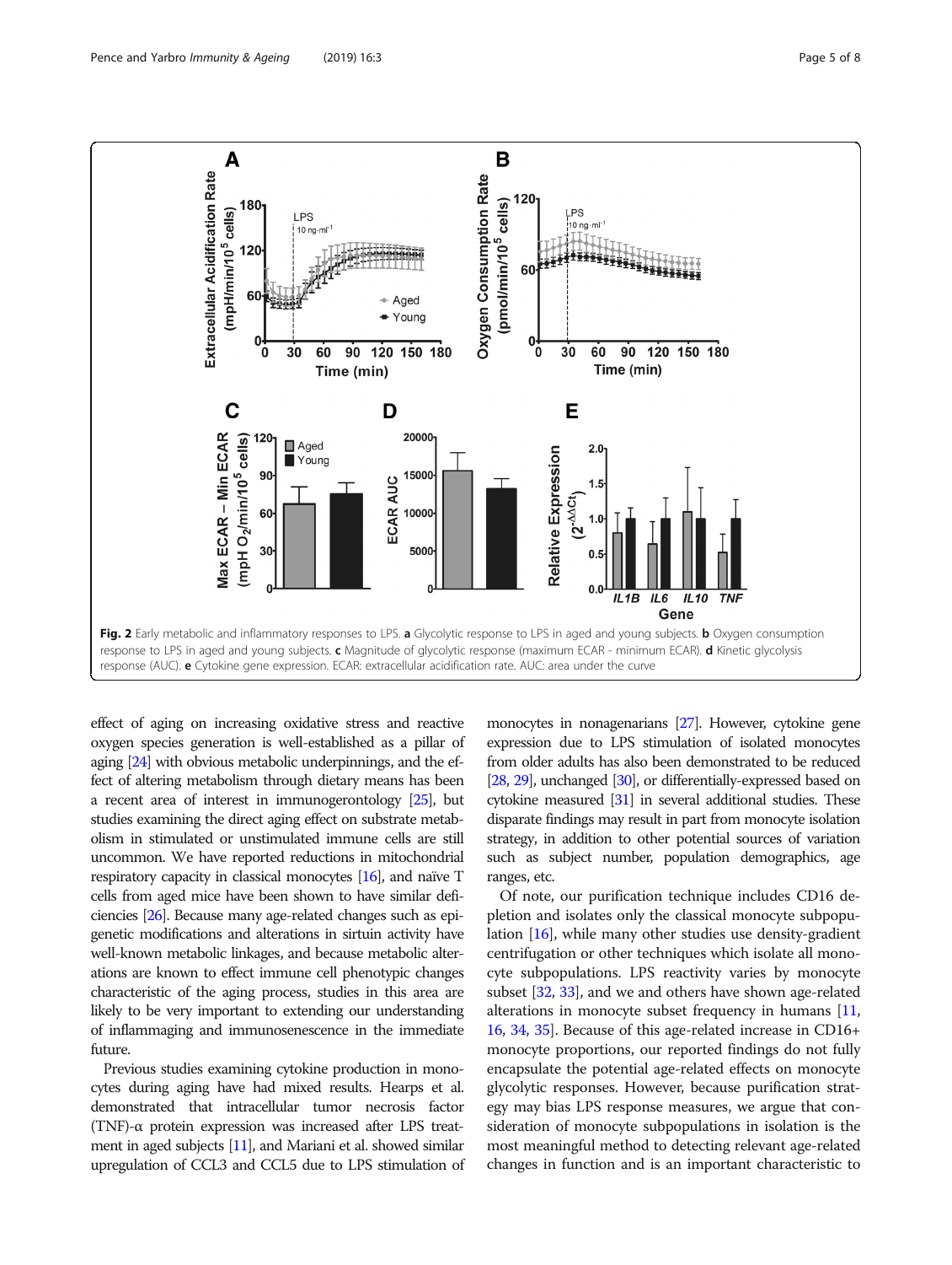**Fig. 2** Early metabolic and inflammatory responses to LPS. **a** Glycolytic response to LPS in aged and young subjects. **b** Oxygen consumption response to LPS in aged and young subjects. **c** Magnitude of glycolytic response (maximum ECAR - minimum ECAR). **d** Kinetic glycolysis response (AUC). **e** Cytokine gene expression. ECAR: extracellular acidification rate. AUC: area under the curve

effect of aging on increasing oxidative stress and reactive oxygen species generation is well-established as a pillar of aging [24] with obvious metabolic underpinnings, and the effect of altering metabolism through dietary means has been a recent area of interest in immunogerontology [25], but studies examining the direct aging effect on substrate metabolism in stimulated or unstimulated immune cells are still uncommon. We have reported reductions in mitochondrial respiratory capacity in classical monocytes [16], and naïve T cells from aged mice have been shown to have similar deficiencies [26]. Because many age-related changes such as epigenetic modifications and alterations in sirtuin activity have well-known metabolic linkages, and because metabolic alterations are known to effect immune cell phenotypic changes characteristic of the aging process, studies in this area are likely to be very important to extending our understanding of inflammaging and immunosenescence in the immediate future.

Previous studies examining cytokine production in monocytes during aging have had mixed results. Hearps et al. demonstrated that intracellular tumor necrosis factor (TNF)-α protein expression was increased after LPS treatment in aged subjects [11], and Mariani et al. showed similar upregulation of CCL3 and CCL5 due to LPS stimulation of monocytes in nonagenarians [27]. However, cytokine gene expression due to LPS stimulation of isolated monocytes from older adults has also been demonstrated to be reduced [28, 29], unchanged [30], or differentially-expressed based on cytokine measured [31] in several additional studies. These disparate findings may result in part from monocyte isolation strategy, in addition to other potential sources of variation such as subject number, population demographics, age ranges, etc.

Of note, our purification technique includes CD16 depletion and isolates only the classical monocyte subpopulation [16], while many other studies use density-gradient centrifugation or other techniques which isolate all monocyte subpopulations. LPS reactivity varies by monocyte subset [32, 33], and we and others have shown age-related alterations in monocyte subset frequency in humans [11, 16, 34, 35]. Because of this age-related increase in CD16+ monocyte proportions, our reported findings do not fully encapsulate the potential age-related effects on monocyte glycolytic responses. However, because purification strategy may bias LPS response measures, we argue that consideration of monocyte subpopulations in isolation is the most meaningful method to detecting relevant age-related changes in function and is an important characteristic to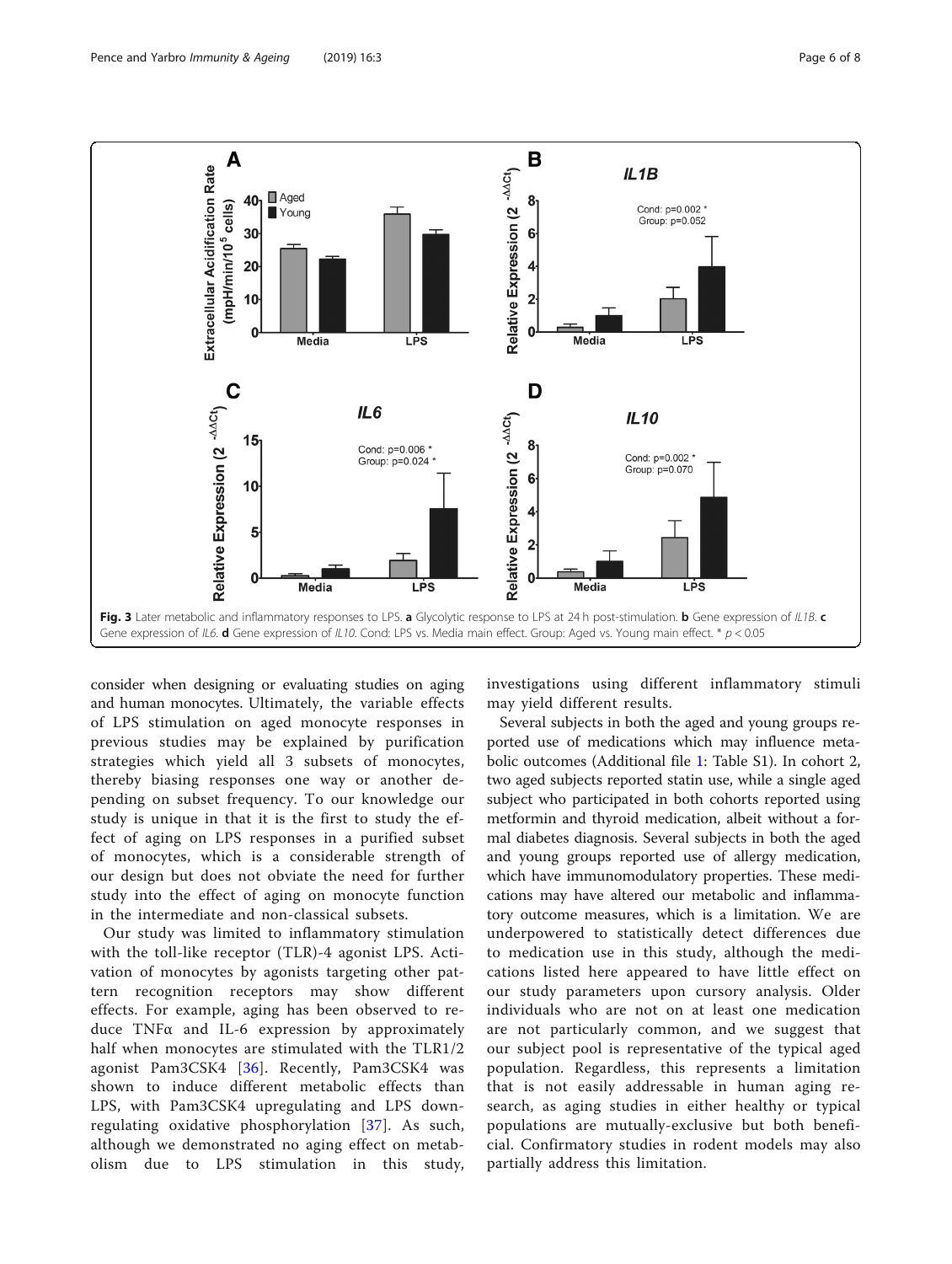Fig. 3 Later metabolic and inflammatory responses to LPS. **a** Glycolytic response to LPS at 24 h post-stimulation. **b** Gene expression of *IL1B*. **c** Gene expression of *IL6*. **d** Gene expression of *IL10*. Cond: LPS vs. Media main effect. Group: Aged vs. Young main effect. * $p < 0.05$

consider when designing or evaluating studies on aging and human monocytes. Ultimately, the variable effects of LPS stimulation on aged monocyte responses in previous studies may be explained by purification strategies which yield all 3 subsets of monocytes, thereby biasing responses one way or another depending on subset frequency. To our knowledge our study is unique in that it is the first to study the effect of aging on LPS responses in a purified subset of monocytes, which is a considerable strength of our design but does not obviate the need for further study into the effect of aging on monocyte function in the intermediate and non-classical subsets.

Our study was limited to inflammatory stimulation with the toll-like receptor (TLR)-4 agonist LPS. Activation of monocytes by agonists targeting other pattern recognition receptors may show different effects. For example, aging has been observed to reduce TNFα and IL-6 expression by approximately half when monocytes are stimulated with the TLR1/2 agonist Pam3CSK4 [36]. Recently, Pam3CSK4 was shown to induce different metabolic effects than LPS, with Pam3CSK4 upregulating and LPS downregulating oxidative phosphorylation [37]. As such, although we demonstrated no aging effect on metabolism due to LPS stimulation in this study, investigations using different inflammatory stimuli may yield different results.

Several subjects in both the aged and young groups reported use of medications which may influence metabolic outcomes (Additional file 1: Table S1). In cohort 2, two aged subjects reported statin use, while a single aged subject who participated in both cohorts reported using metformin and thyroid medication, albeit without a formal diabetes diagnosis. Several subjects in both the aged and young groups reported use of allergy medication, which have immunomodulatory properties. These medications may have altered our metabolic and inflammatory outcome measures, which is a limitation. We are underpowered to statistically detect differences due to medication use in this study, although the medications listed here appeared to have little effect on our study parameters upon cursory analysis. Older individuals who are not on at least one medication are not particularly common, and we suggest that our subject pool is representative of the typical aged population. Regardless, this represents a limitation that is not easily addressable in human aging research, as aging studies in either healthy or typical populations are mutually-exclusive but both beneficial. Confirmatory studies in rodent models may also partially address this limitation.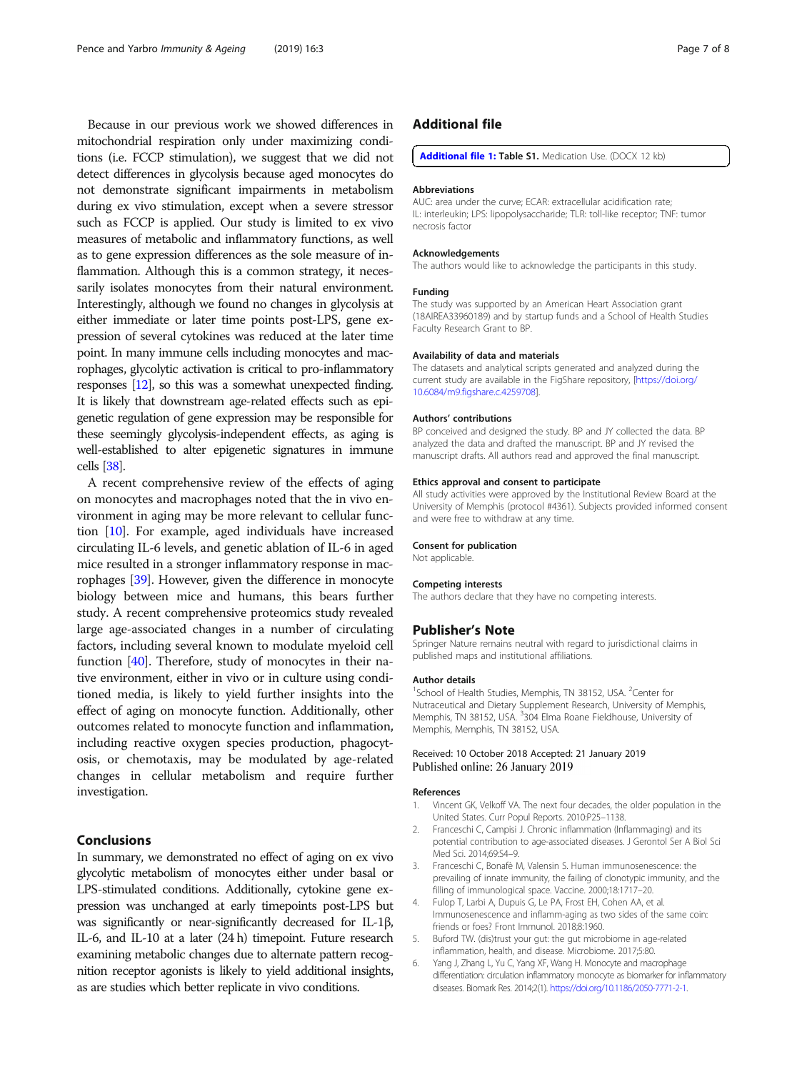Because in our previous work we showed differences in mitochondrial respiration only under maximizing conditions (i.e. FCCP stimulation), we suggest that we did not detect differences in glycolysis because aged monocytes do not demonstrate significant impairments in metabolism during ex vivo stimulation, except when a severe stressor such as FCCP is applied. Our study is limited to ex vivo measures of metabolic and inflammatory functions, as well as to gene expression differences as the sole measure of inflammation. Although this is a common strategy, it necessarily isolates monocytes from their natural environment. Interestingly, although we found no changes in glycolysis at either immediate or later time points post-LPS, gene expression of several cytokines was reduced at the later time point. In many immune cells including monocytes and macrophages, glycolytic activation is critical to pro-inflammatory responses [12], so this was a somewhat unexpected finding. It is likely that downstream age-related effects such as epigenetic regulation of gene expression may be responsible for these seemingly glycolysis-independent effects, as aging is well-established to alter epigenetic signatures in immune cells [38].

A recent comprehensive review of the effects of aging on monocytes and macrophages noted that the in vivo environment in aging may be more relevant to cellular function [10]. For example, aged individuals have increased circulating IL-6 levels, and genetic ablation of IL-6 in aged mice resulted in a stronger inflammatory response in macrophages [39]. However, given the difference in monocyte biology between mice and humans, this bears further study. A recent comprehensive proteomics study revealed large age-associated changes in a number of circulating factors, including several known to modulate myeloid cell function [40]. Therefore, study of monocytes in their native environment, either in vivo or in culture using conditioned media, is likely to yield further insights into the effect of aging on monocyte function. Additionally, other outcomes related to monocyte function and inflammation, including reactive oxygen species production, phagocytosis, or chemotaxis, may be modulated by age-related changes in cellular metabolism and require further investigation.

## Conclusions

In summary, we demonstrated no effect of aging on ex vivo glycolytic metabolism of monocytes either under basal or LPS-stimulated conditions. Additionally, cytokine gene expression was unchanged at early timepoints post-LPS but was significantly or near-significantly decreased for IL-1β, IL-6, and IL-10 at a later (24 h) timepoint. Future research examining metabolic changes due to alternate pattern recognition receptor agonists is likely to yield additional insights, as are studies which better replicate in vivo conditions.

## Additional file

**Additional file 1: Table S1.** Medication Use. (DOCX 12 kb)

### Abbreviations

AUC: area under the curve; ECAR: extracellular acidification rate; IL: interleukin; LPS: lipopolysaccharide; TLR: toll-like receptor; TNF: tumor necrosis factor

### Acknowledgements

The authors would like to acknowledge the participants in this study.

### Funding

The study was supported by an American Heart Association grant (18AIREA33960189) and by startup funds and a School of Health Studies Faculty Research Grant to BP.

### Availability of data and materials

The datasets and analytical scripts generated and analyzed during the current study are available in the FigShare repository, [https://doi.org/10.6084/m9.figshare.c.4259708].

### Authors' contributions

BP conceived and designed the study. BP and JY collected the data. BP analyzed the data and drafted the manuscript. BP and JY revised the manuscript drafts. All authors read and approved the final manuscript.

### Ethics approval and consent to participate

All study activities were approved by the Institutional Review Board at the University of Memphis (protocol #4361). Subjects provided informed consent and were free to withdraw at any time.

### Consent for publication

Not applicable.

### Competing interests

The authors declare that they have no competing interests.

## Publisher's Note

Springer Nature remains neutral with regard to jurisdictional claims in published maps and institutional affiliations.

### Author details

[1]School of Health Studies, Memphis, TN 38152, USA. [2]Center for Nutraceutical and Dietary Supplement Research, University of Memphis, Memphis, TN 38152, USA. [3]304 Elma Roane Fieldhouse, University of Memphis, Memphis, TN 38152, USA.

Received: 10 October 2018 Accepted: 21 January 2019
Published online: 26 January 2019

### References

1. Vincent GK, Velkoff VA. The next four decades, the older population in the United States. Curr Popul Reports. 2010:P25–1138.
2. Franceschi C, Campisi J. Chronic inflammation (Inflammaging) and its potential contribution to age-associated diseases. J Gerontol Ser A Biol Sci Med Sci. 2014;69:S4–9.
3. Franceschi C, Bonafè M, Valensin S. Human immunosenescence: the prevailing of innate immunity, the failing of clonotypic immunity, and the filling of immunological space. Vaccine. 2000;18:1717–20.
4. Fulop T, Larbi A, Dupuis G, Le PA, Frost EH, Cohen AA, et al. Immunosenescence and inflamm-aging as two sides of the same coin: friends or foes? Front Immunol. 2018;8:1960.
5. Buford TW. (dis)trust your gut: the gut microbiome in age-related inflammation, health, and disease. Microbiome. 2017;5:80.
6. Yang J, Zhang L, Yu C, Yang XF, Wang H. Monocyte and macrophage differentiation: circulation inflammatory monocyte as biomarker for inflammatory diseases. Biomark Res. 2014;2(1). https://doi.org/10.1186/2050-7771-2-1.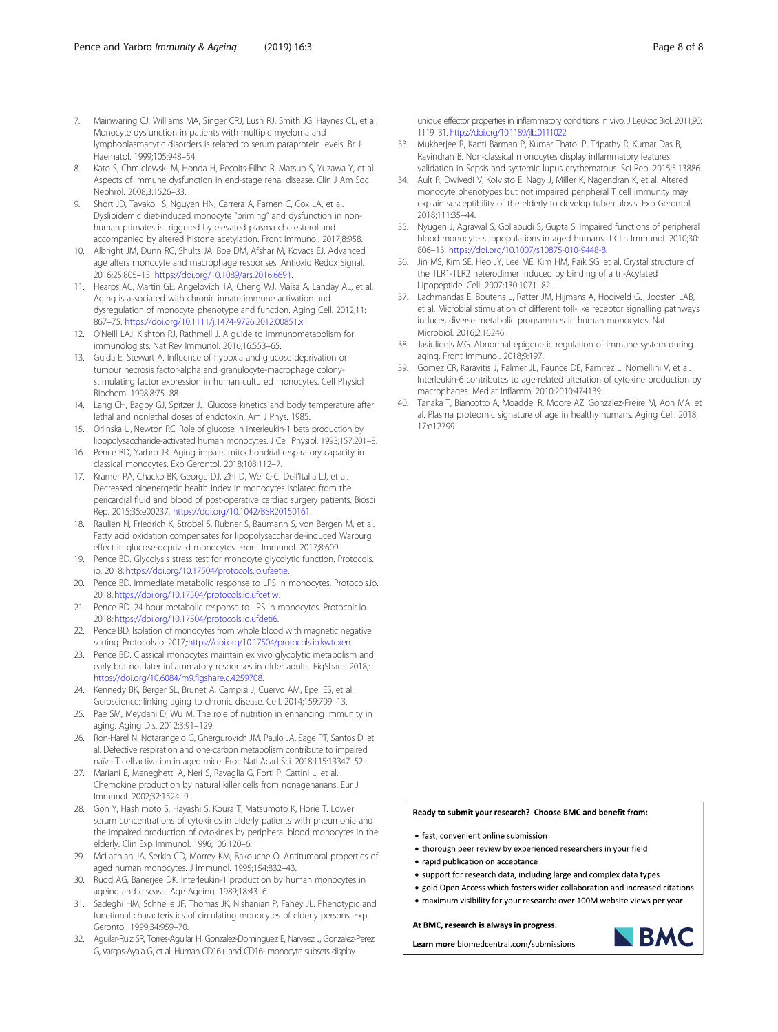7. Mainwaring CJ, Williams MA, Singer CRJ, Lush RJ, Smith JG, Haynes CL, et al. Monocyte dysfunction in patients with multiple myeloma and lymphoplasmacytic disorders is related to serum paraprotein levels. Br J Haematol. 1999;105:948–54.
8. Kato S, Chmielewski M, Honda H, Pecoits-Filho R, Matsuo S, Yuzawa Y, et al. Aspects of immune dysfunction in end-stage renal disease. Clin J Am Soc Nephrol. 2008;3:1526–33.
9. Short JD, Tavakoli S, Nguyen HN, Carrera A, Farnen C, Cox LA, et al. Dyslipidemic diet-induced monocyte "priming" and dysfunction in non-human primates is triggered by elevated plasma cholesterol and accompanied by altered histone acetylation. Front Immunol. 2017;8:958.
10. Albright JM, Dunn RC, Shults JA, Boe DM, Afshar M, Kovacs EJ. Advanced age alters monocyte and macrophage responses. Antioxid Redox Signal. 2016;25:805–15. https://doi.org/10.1089/ars.2016.6691.
11. Hearps AC, Martin GE, Angelovich TA, Cheng WJ, Maisa A, Landay AL, et al. Aging is associated with chronic innate immune activation and dysregulation of monocyte phenotype and function. Aging Cell. 2012;11:867–75. https://doi.org/10.1111/j.1474-9726.2012.00851.x.
12. O'Neill LAJ, Kishton RJ, Rathmell J. A guide to immunometabolism for immunologists. Nat Rev Immunol. 2016;16:553–65.
13. Guida E, Stewart A. Influence of hypoxia and glucose deprivation on tumour necrosis factor-alpha and granulocyte-macrophage colony-stimulating factor expression in human cultured monocytes. Cell Physiol Biochem. 1998;8:75–88.
14. Lang CH, Bagby GJ, Spitzer JJ. Glucose kinetics and body temperature after lethal and nonlethal doses of endotoxin. Am J Phys. 1985.
15. Orlinska U, Newton RC. Role of glucose in interleukin-1 beta production by lipopolysaccharide-activated human monocytes. J Cell Physiol. 1993;157:201–8.
16. Pence BD, Yarbro JR. Aging impairs mitochondrial respiratory capacity in classical monocytes. Exp Gerontol. 2018;108:112–7.
17. Kramer PA, Chacko BK, George DJ, Zhi D, Wei C-C, Dell'Italia LJ, et al. Decreased bioenergetic health index in monocytes isolated from the pericardial fluid and blood of post-operative cardiac surgery patients. Biosci Rep. 2015;35:e00237. https://doi.org/10.1042/BSR20150161.
18. Raulien N, Friedrich K, Strobel S, Rubner S, Baumann S, von Bergen M, et al. Fatty acid oxidation compensates for lipopolysaccharide-induced Warburg effect in glucose-deprived monocytes. Front Immunol. 2017;8:609.
19. Pence BD. Glycolysis stress test for monocyte glycolytic function. Protocols.io. 2018;:https://doi.org/10.17504/protocols.io.ufaetie.
20. Pence BD. Immediate metabolic response to LPS in monocytes. Protocols.io. 2018;:https://doi.org/10.17504/protocols.io.ufcetiw.
21. Pence BD. 24 hour metabolic response to LPS in monocytes. Protocols.io. 2018;:https://doi.org/10.17504/protocols.io.ufdeti6.
22. Pence BD. Isolation of monocytes from whole blood with magnetic negative sorting. Protocols.io. 2017;:https://doi.org/10.17504/protocols.io.kwtcxen.
23. Pence BD. Classical monocytes maintain ex vivo glycolytic metabolism and early but not later inflammatory responses in older adults. FigShare. 2018;: https://doi.org/10.6084/m9.figshare.c.4259708.
24. Kennedy BK, Berger SL, Brunet A, Campisi J, Cuervo AM, Epel ES, et al. Geroscience: linking aging to chronic disease. Cell. 2014;159:709–13.
25. Pae SM, Meydani D, Wu M. The role of nutrition in enhancing immunity in aging. Aging Dis. 2012;3:91–129.
26. Ron-Harel N, Notarangelo G, Ghergurovich JM, Paulo JA, Sage PT, Santos D, et al. Defective respiration and one-carbon metabolism contribute to impaired naïve T cell activation in aged mice. Proc Natl Acad Sci. 2018;115:13347–52.
27. Mariani E, Meneghetti A, Neri S, Ravaglia G, Forti P, Cattini L, et al. Chemokine production by natural killer cells from nonagenarians. Eur J Immunol. 2002;32:1524–9.
28. Gon Y, Hashimoto S, Hayashi S, Koura T, Matsumoto K, Horie T. Lower serum concentrations of cytokines in elderly patients with pneumonia and the impaired production of cytokines by peripheral blood monocytes in the elderly. Clin Exp Immunol. 1996;106:120–6.
29. McLachlan JA, Serkin CD, Morrey KM, Bakouche O. Antitumoral properties of aged human monocytes. J Immunol. 1995;154:832–43.
30. Rudd AG, Banerjee DK. Interleukin-1 production by human monocytes in ageing and disease. Age Ageing. 1989;18:43–6.
31. Sadeghi HM, Schnelle JF, Thomas JK, Nishanian P, Fahey JL. Phenotypic and functional characteristics of circulating monocytes of elderly persons. Exp Gerontol. 1999;34:959–70.
32. Aguilar-Ruiz SR, Torres-Aguilar H, Gonzalez-Dominguez E, Narvaez J, Gonzalez-Perez G, Vargas-Ayala G, et al. Human CD16+ and CD16- monocyte subsets display unique effector properties in inflammatory conditions in vivo. J Leukoc Biol. 2011;90:1119–31. https://doi.org/10.1189/jlb.0111022.
33. Mukherjee R, Kanti Barman P, Kumar Thatoi P, Tripathy R, Kumar Das B, Ravindran B. Non-classical monocytes display inflammatory features: validation in Sepsis and systemic lupus erythematous. Sci Rep. 2015;5:13886.
34. Ault R, Dwivedi V, Koivisto E, Nagy J, Miller K, Nagendran K, et al. Altered monocyte phenotypes but not impaired peripheral T cell immunity may explain susceptibility of the elderly to develop tuberculosis. Exp Gerontol. 2018;111:35–44.
35. Nyugen J, Agrawal S, Gollapudi S, Gupta S. Impaired functions of peripheral blood monocyte subpopulations in aged humans. J Clin Immunol. 2010;30:806–13. https://doi.org/10.1007/s10875-010-9448-8.
36. Jin MS, Kim SE, Heo JY, Lee ME, Kim HM, Paik SG, et al. Crystal structure of the TLR1-TLR2 heterodimer induced by binding of a tri-Acylated Lipopeptide. Cell. 2007;130:1071–82.
37. Lachmandas E, Boutens L, Ratter JM, Hijmans A, Hooiveld GJ, Joosten LAB, et al. Microbial stimulation of different toll-like receptor signalling pathways induces diverse metabolic programmes in human monocytes. Nat Microbiol. 2016;2:16246.
38. Jasiulionis MG. Abnormal epigenetic regulation of immune system during aging. Front Immunol. 2018;9:197.
39. Gomez CR, Karavitis J, Palmer JL, Faunce DE, Ramirez L, Nomellini V, et al. Interleukin-6 contributes to age-related alteration of cytokine production by macrophages. Mediat Inflamm. 2010;2010:474139.
40. Tanaka T, Biancotto A, Moaddel R, Moore AZ, Gonzalez-Freire M, Aon MA, et al. Plasma proteomic signature of age in healthy humans. Aging Cell. 2018;17:e12799.

**Ready to submit your research? Choose BMC and benefit from:**

- fast, convenient online submission
- thorough peer review by experienced researchers in your field
- rapid publication on acceptance
- support for research data, including large and complex data types
- gold Open Access which fosters wider collaboration and increased citations
- maximum visibility for your research: over 100M website views per year

**At BMC, research is always in progress.**

**Learn more** biomedcentral.com/submissions

BMC